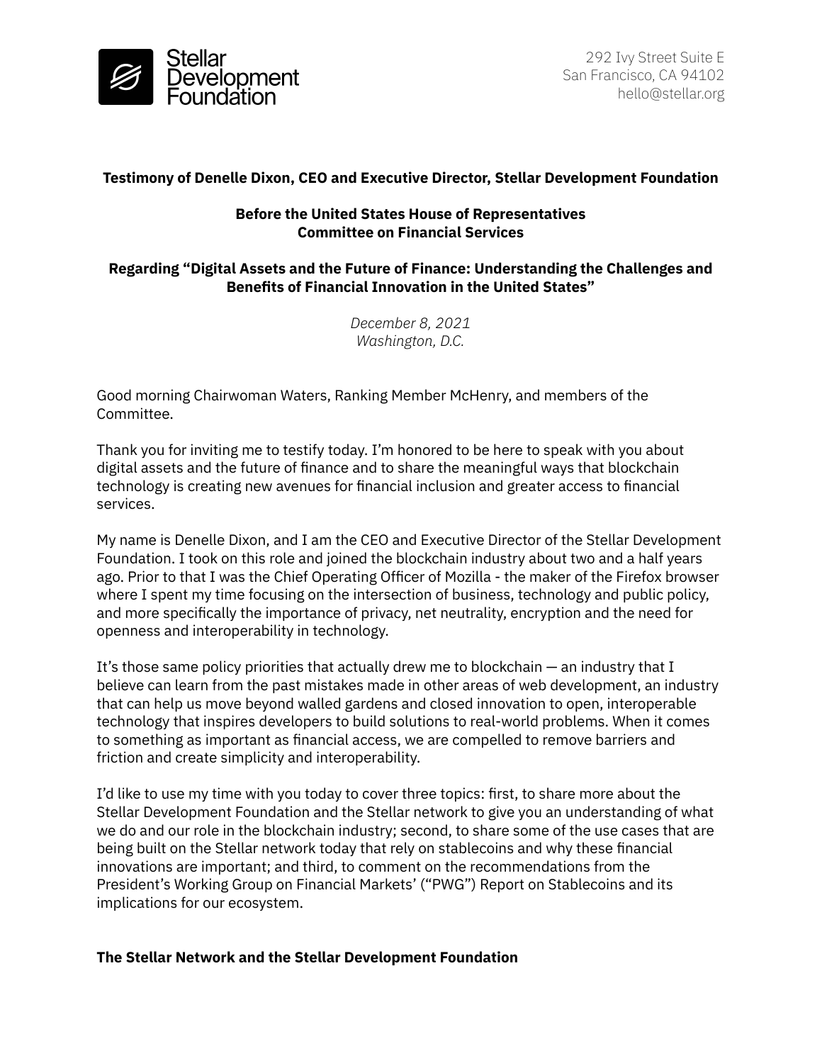Stellar Development Foundation

292 Ivy Street Suite E
San Francisco, CA 94102
hello@stellar.org

**Testimony of Denelle Dixon, CEO and Executive Director, Stellar Development Foundation**

**Before the United States House of Representatives**
**Committee on Financial Services**

**Regarding "Digital Assets and the Future of Finance: Understanding the Challenges and Benefits of Financial Innovation in the United States"**

*December 8, 2021*
*Washington, D.C.*

Good morning Chairwoman Waters, Ranking Member McHenry, and members of the Committee.

Thank you for inviting me to testify today. I'm honored to be here to speak with you about digital assets and the future of finance and to share the meaningful ways that blockchain technology is creating new avenues for financial inclusion and greater access to financial services.

My name is Denelle Dixon, and I am the CEO and Executive Director of the Stellar Development Foundation. I took on this role and joined the blockchain industry about two and a half years ago. Prior to that I was the Chief Operating Officer of Mozilla - the maker of the Firefox browser where I spent my time focusing on the intersection of business, technology and public policy, and more specifically the importance of privacy, net neutrality, encryption and the need for openness and interoperability in technology.

It's those same policy priorities that actually drew me to blockchain — an industry that I believe can learn from the past mistakes made in other areas of web development, an industry that can help us move beyond walled gardens and closed innovation to open, interoperable technology that inspires developers to build solutions to real-world problems. When it comes to something as important as financial access, we are compelled to remove barriers and friction and create simplicity and interoperability.

I'd like to use my time with you today to cover three topics: first, to share more about the Stellar Development Foundation and the Stellar network to give you an understanding of what we do and our role in the blockchain industry; second, to share some of the use cases that are being built on the Stellar network today that rely on stablecoins and why these financial innovations are important; and third, to comment on the recommendations from the President's Working Group on Financial Markets' ("PWG") Report on Stablecoins and its implications for our ecosystem.

**The Stellar Network and the Stellar Development Foundation**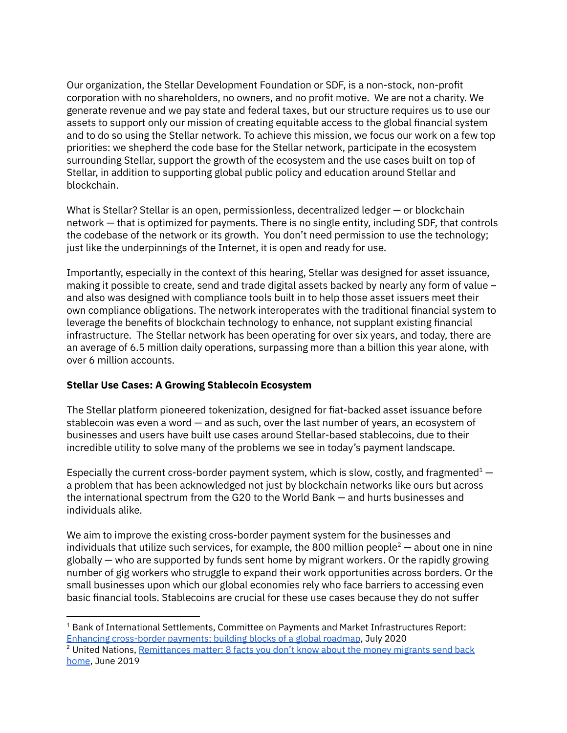Our organization, the Stellar Development Foundation or SDF, is a non-stock, non-profit corporation with no shareholders, no owners, and no profit motive. We are not a charity. We generate revenue and we pay state and federal taxes, but our structure requires us to use our assets to support only our mission of creating equitable access to the global financial system and to do so using the Stellar network. To achieve this mission, we focus our work on a few top priorities: we shepherd the code base for the Stellar network, participate in the ecosystem surrounding Stellar, support the growth of the ecosystem and the use cases built on top of Stellar, in addition to supporting global public policy and education around Stellar and blockchain.

What is Stellar? Stellar is an open, permissionless, decentralized ledger — or blockchain network — that is optimized for payments. There is no single entity, including SDF, that controls the codebase of the network or its growth. You don't need permission to use the technology; just like the underpinnings of the Internet, it is open and ready for use.

Importantly, especially in the context of this hearing, Stellar was designed for asset issuance, making it possible to create, send and trade digital assets backed by nearly any form of value – and also was designed with compliance tools built in to help those asset issuers meet their own compliance obligations. The network interoperates with the traditional financial system to leverage the benefits of blockchain technology to enhance, not supplant existing financial infrastructure. The Stellar network has been operating for over six years, and today, there are an average of 6.5 million daily operations, surpassing more than a billion this year alone, with over 6 million accounts.

**Stellar Use Cases: A Growing Stablecoin Ecosystem**

The Stellar platform pioneered tokenization, designed for fiat-backed asset issuance before stablecoin was even a word — and as such, over the last number of years, an ecosystem of businesses and users have built use cases around Stellar-based stablecoins, due to their incredible utility to solve many of the problems we see in today's payment landscape.

Especially the current cross-border payment system, which is slow, costly, and fragmented[1] — a problem that has been acknowledged not just by blockchain networks like ours but across the international spectrum from the G20 to the World Bank — and hurts businesses and individuals alike.

We aim to improve the existing cross-border payment system for the businesses and individuals that utilize such services, for example, the 800 million people[2] — about one in nine globally — who are supported by funds sent home by migrant workers. Or the rapidly growing number of gig workers who struggle to expand their work opportunities across borders. Or the small businesses upon which our global economies rely who face barriers to accessing even basic financial tools. Stablecoins are crucial for these use cases because they do not suffer

---

[1] Bank of International Settlements, Committee on Payments and Market Infrastructures Report: Enhancing cross-border payments: building blocks of a global roadmap, July 2020

[2] United Nations, Remittances matter: 8 facts you don't know about the money migrants send back home, June 2019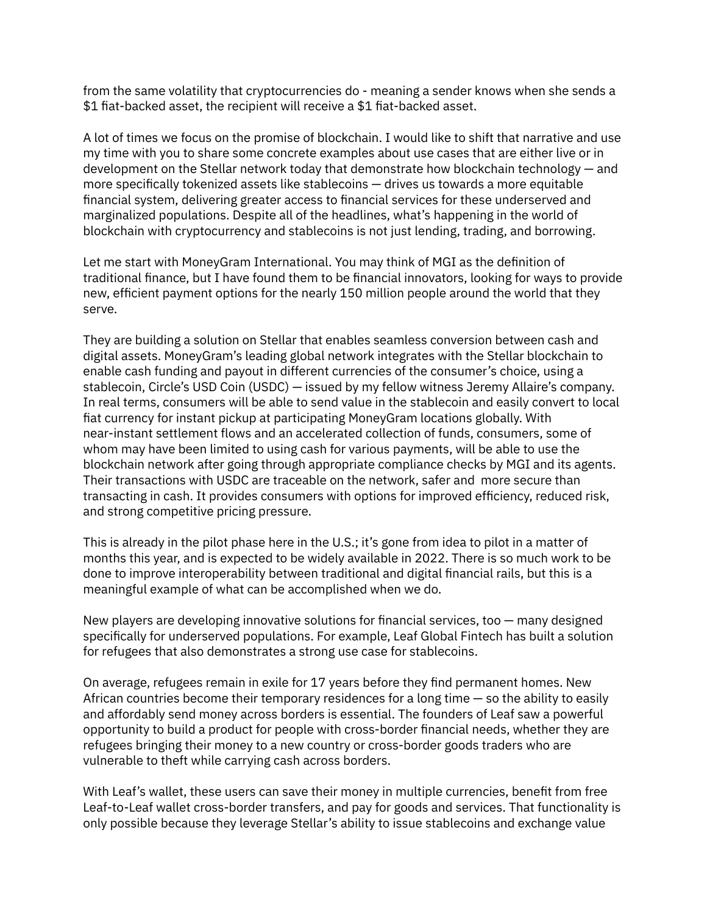from the same volatility that cryptocurrencies do - meaning a sender knows when she sends a $1 fiat-backed asset, the recipient will receive a $1 fiat-backed asset.

A lot of times we focus on the promise of blockchain. I would like to shift that narrative and use my time with you to share some concrete examples about use cases that are either live or in development on the Stellar network today that demonstrate how blockchain technology — and more specifically tokenized assets like stablecoins — drives us towards a more equitable financial system, delivering greater access to financial services for these underserved and marginalized populations. Despite all of the headlines, what's happening in the world of blockchain with cryptocurrency and stablecoins is not just lending, trading, and borrowing.

Let me start with MoneyGram International. You may think of MGI as the definition of traditional finance, but I have found them to be financial innovators, looking for ways to provide new, efficient payment options for the nearly 150 million people around the world that they serve.

They are building a solution on Stellar that enables seamless conversion between cash and digital assets. MoneyGram's leading global network integrates with the Stellar blockchain to enable cash funding and payout in different currencies of the consumer's choice, using a stablecoin, Circle's USD Coin (USDC) — issued by my fellow witness Jeremy Allaire's company. In real terms, consumers will be able to send value in the stablecoin and easily convert to local fiat currency for instant pickup at participating MoneyGram locations globally. With near-instant settlement flows and an accelerated collection of funds, consumers, some of whom may have been limited to using cash for various payments, will be able to use the blockchain network after going through appropriate compliance checks by MGI and its agents. Their transactions with USDC are traceable on the network, safer and more secure than transacting in cash. It provides consumers with options for improved efficiency, reduced risk, and strong competitive pricing pressure.

This is already in the pilot phase here in the U.S.; it's gone from idea to pilot in a matter of months this year, and is expected to be widely available in 2022. There is so much work to be done to improve interoperability between traditional and digital financial rails, but this is a meaningful example of what can be accomplished when we do.

New players are developing innovative solutions for financial services, too — many designed specifically for underserved populations. For example, Leaf Global Fintech has built a solution for refugees that also demonstrates a strong use case for stablecoins.

On average, refugees remain in exile for 17 years before they find permanent homes. New African countries become their temporary residences for a long time — so the ability to easily and affordably send money across borders is essential. The founders of Leaf saw a powerful opportunity to build a product for people with cross-border financial needs, whether they are refugees bringing their money to a new country or cross-border goods traders who are vulnerable to theft while carrying cash across borders.

With Leaf's wallet, these users can save their money in multiple currencies, benefit from free Leaf-to-Leaf wallet cross-border transfers, and pay for goods and services. That functionality is only possible because they leverage Stellar's ability to issue stablecoins and exchange value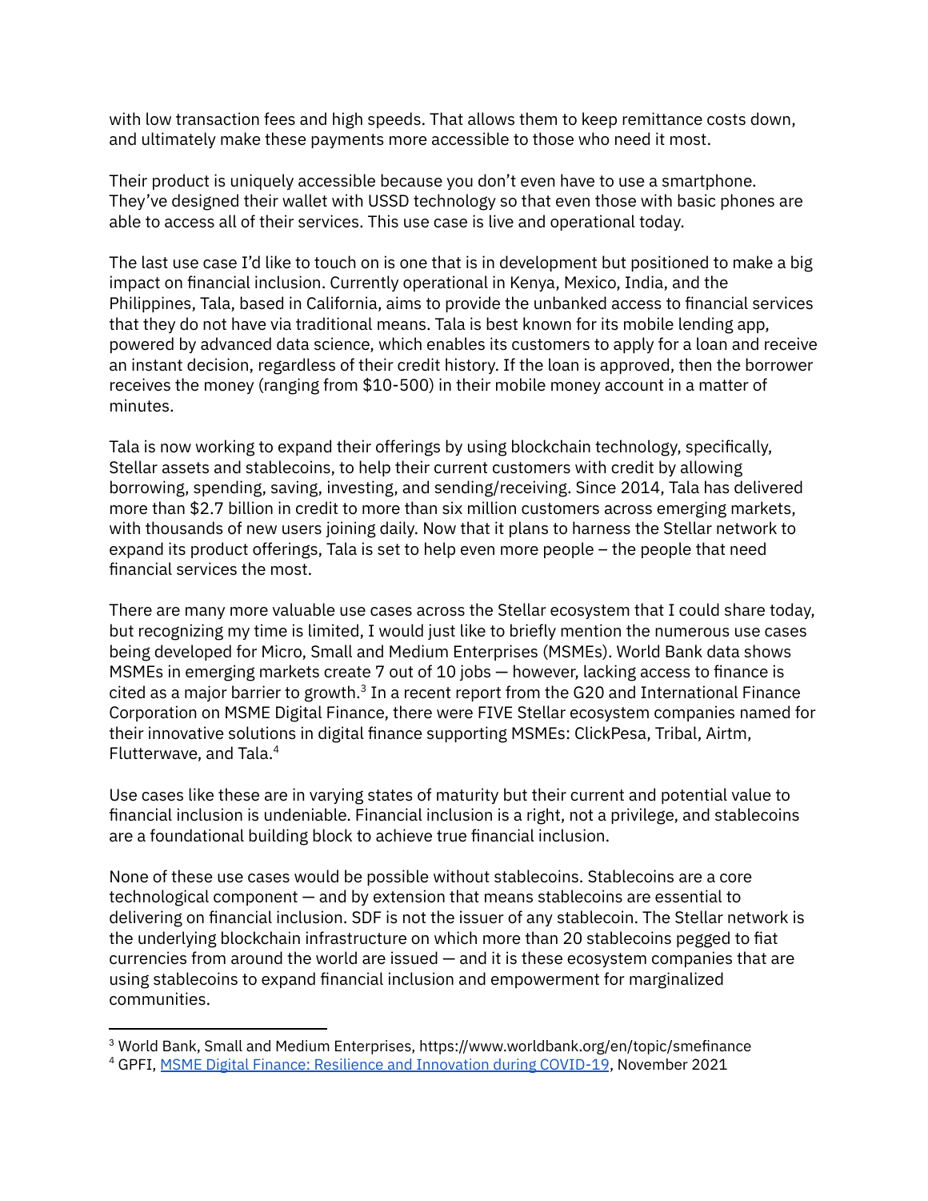with low transaction fees and high speeds. That allows them to keep remittance costs down, and ultimately make these payments more accessible to those who need it most.

Their product is uniquely accessible because you don't even have to use a smartphone. They've designed their wallet with USSD technology so that even those with basic phones are able to access all of their services. This use case is live and operational today.

The last use case I'd like to touch on is one that is in development but positioned to make a big impact on financial inclusion. Currently operational in Kenya, Mexico, India, and the Philippines, Tala, based in California, aims to provide the unbanked access to financial services that they do not have via traditional means. Tala is best known for its mobile lending app, powered by advanced data science, which enables its customers to apply for a loan and receive an instant decision, regardless of their credit history. If the loan is approved, then the borrower receives the money (ranging from $10-500) in their mobile money account in a matter of minutes.

Tala is now working to expand their offerings by using blockchain technology, specifically, Stellar assets and stablecoins, to help their current customers with credit by allowing borrowing, spending, saving, investing, and sending/receiving. Since 2014, Tala has delivered more than $2.7 billion in credit to more than six million customers across emerging markets, with thousands of new users joining daily. Now that it plans to harness the Stellar network to expand its product offerings, Tala is set to help even more people – the people that need financial services the most.

There are many more valuable use cases across the Stellar ecosystem that I could share today, but recognizing my time is limited, I would just like to briefly mention the numerous use cases being developed for Micro, Small and Medium Enterprises (MSMEs). World Bank data shows MSMEs in emerging markets create 7 out of 10 jobs — however, lacking access to finance is cited as a major barrier to growth.[3] In a recent report from the G20 and International Finance Corporation on MSME Digital Finance, there were FIVE Stellar ecosystem companies named for their innovative solutions in digital finance supporting MSMEs: ClickPesa, Tribal, Airtm, Flutterwave, and Tala.[4]

Use cases like these are in varying states of maturity but their current and potential value to financial inclusion is undeniable. Financial inclusion is a right, not a privilege, and stablecoins are a foundational building block to achieve true financial inclusion.

None of these use cases would be possible without stablecoins. Stablecoins are a core technological component — and by extension that means stablecoins are essential to delivering on financial inclusion. SDF is not the issuer of any stablecoin. The Stellar network is the underlying blockchain infrastructure on which more than 20 stablecoins pegged to fiat currencies from around the world are issued — and it is these ecosystem companies that are using stablecoins to expand financial inclusion and empowerment for marginalized communities.

---

[3] World Bank, Small and Medium Enterprises, https://www.worldbank.org/en/topic/smefinance

[4] GPFI, MSME Digital Finance: Resilience and Innovation during COVID-19, November 2021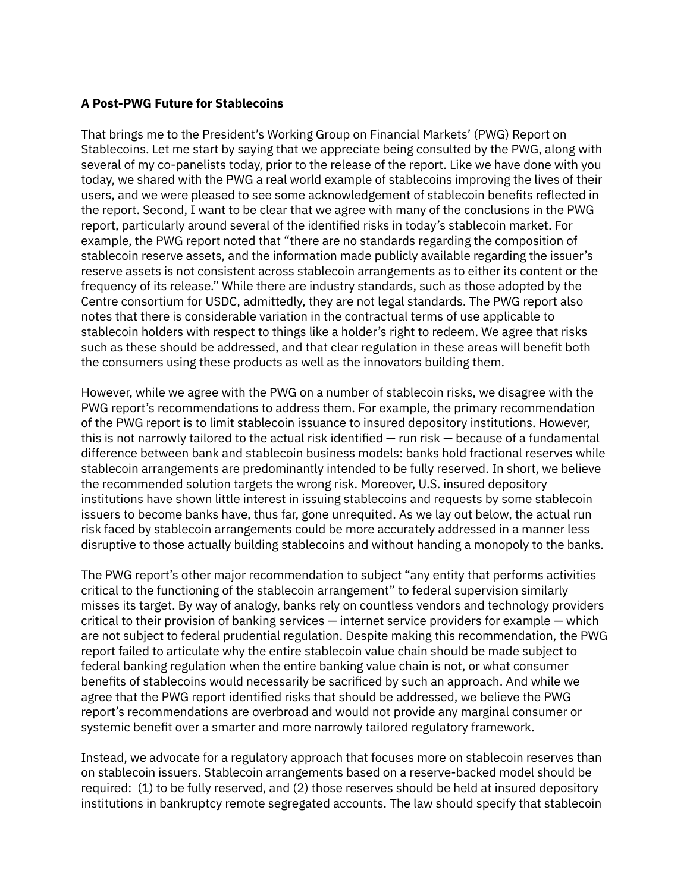**A Post-PWG Future for Stablecoins**

That brings me to the President's Working Group on Financial Markets' (PWG) Report on Stablecoins. Let me start by saying that we appreciate being consulted by the PWG, along with several of my co-panelists today, prior to the release of the report. Like we have done with you today, we shared with the PWG a real world example of stablecoins improving the lives of their users, and we were pleased to see some acknowledgement of stablecoin benefits reflected in the report. Second, I want to be clear that we agree with many of the conclusions in the PWG report, particularly around several of the identified risks in today's stablecoin market. For example, the PWG report noted that "there are no standards regarding the composition of stablecoin reserve assets, and the information made publicly available regarding the issuer's reserve assets is not consistent across stablecoin arrangements as to either its content or the frequency of its release." While there are industry standards, such as those adopted by the Centre consortium for USDC, admittedly, they are not legal standards. The PWG report also notes that there is considerable variation in the contractual terms of use applicable to stablecoin holders with respect to things like a holder's right to redeem. We agree that risks such as these should be addressed, and that clear regulation in these areas will benefit both the consumers using these products as well as the innovators building them.

However, while we agree with the PWG on a number of stablecoin risks, we disagree with the PWG report's recommendations to address them. For example, the primary recommendation of the PWG report is to limit stablecoin issuance to insured depository institutions. However, this is not narrowly tailored to the actual risk identified — run risk — because of a fundamental difference between bank and stablecoin business models: banks hold fractional reserves while stablecoin arrangements are predominantly intended to be fully reserved. In short, we believe the recommended solution targets the wrong risk. Moreover, U.S. insured depository institutions have shown little interest in issuing stablecoins and requests by some stablecoin issuers to become banks have, thus far, gone unrequited. As we lay out below, the actual run risk faced by stablecoin arrangements could be more accurately addressed in a manner less disruptive to those actually building stablecoins and without handing a monopoly to the banks.

The PWG report's other major recommendation to subject "any entity that performs activities critical to the functioning of the stablecoin arrangement" to federal supervision similarly misses its target. By way of analogy, banks rely on countless vendors and technology providers critical to their provision of banking services — internet service providers for example — which are not subject to federal prudential regulation. Despite making this recommendation, the PWG report failed to articulate why the entire stablecoin value chain should be made subject to federal banking regulation when the entire banking value chain is not, or what consumer benefits of stablecoins would necessarily be sacrificed by such an approach. And while we agree that the PWG report identified risks that should be addressed, we believe the PWG report's recommendations are overbroad and would not provide any marginal consumer or systemic benefit over a smarter and more narrowly tailored regulatory framework.

Instead, we advocate for a regulatory approach that focuses more on stablecoin reserves than on stablecoin issuers. Stablecoin arrangements based on a reserve-backed model should be required: (1) to be fully reserved, and (2) those reserves should be held at insured depository institutions in bankruptcy remote segregated accounts. The law should specify that stablecoin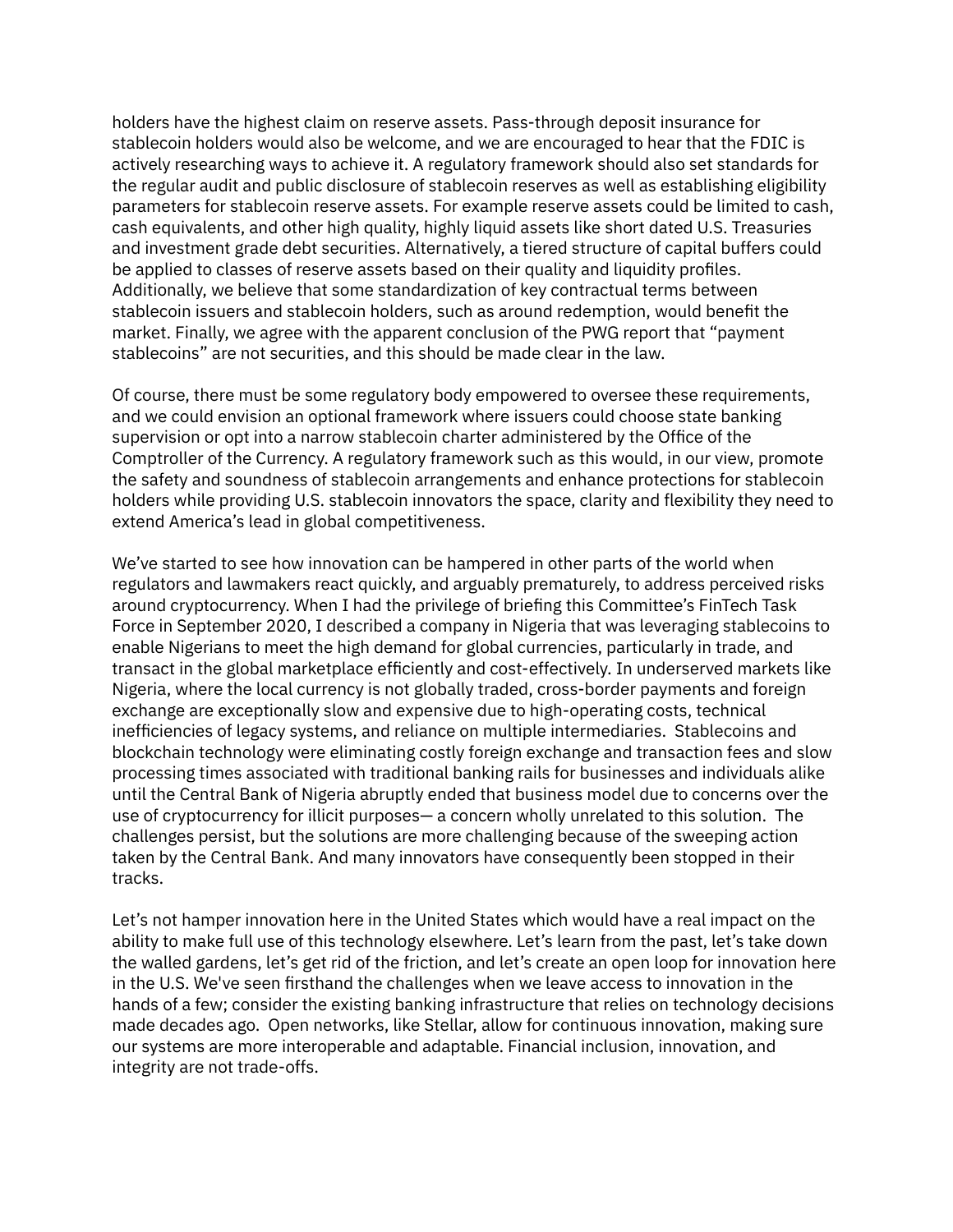holders have the highest claim on reserve assets. Pass-through deposit insurance for stablecoin holders would also be welcome, and we are encouraged to hear that the FDIC is actively researching ways to achieve it. A regulatory framework should also set standards for the regular audit and public disclosure of stablecoin reserves as well as establishing eligibility parameters for stablecoin reserve assets. For example reserve assets could be limited to cash, cash equivalents, and other high quality, highly liquid assets like short dated U.S. Treasuries and investment grade debt securities. Alternatively, a tiered structure of capital buffers could be applied to classes of reserve assets based on their quality and liquidity profiles. Additionally, we believe that some standardization of key contractual terms between stablecoin issuers and stablecoin holders, such as around redemption, would benefit the market. Finally, we agree with the apparent conclusion of the PWG report that "payment stablecoins" are not securities, and this should be made clear in the law.

Of course, there must be some regulatory body empowered to oversee these requirements, and we could envision an optional framework where issuers could choose state banking supervision or opt into a narrow stablecoin charter administered by the Office of the Comptroller of the Currency. A regulatory framework such as this would, in our view, promote the safety and soundness of stablecoin arrangements and enhance protections for stablecoin holders while providing U.S. stablecoin innovators the space, clarity and flexibility they need to extend America's lead in global competitiveness.

We've started to see how innovation can be hampered in other parts of the world when regulators and lawmakers react quickly, and arguably prematurely, to address perceived risks around cryptocurrency. When I had the privilege of briefing this Committee's FinTech Task Force in September 2020, I described a company in Nigeria that was leveraging stablecoins to enable Nigerians to meet the high demand for global currencies, particularly in trade, and transact in the global marketplace efficiently and cost-effectively. In underserved markets like Nigeria, where the local currency is not globally traded, cross-border payments and foreign exchange are exceptionally slow and expensive due to high-operating costs, technical inefficiencies of legacy systems, and reliance on multiple intermediaries. Stablecoins and blockchain technology were eliminating costly foreign exchange and transaction fees and slow processing times associated with traditional banking rails for businesses and individuals alike until the Central Bank of Nigeria abruptly ended that business model due to concerns over the use of cryptocurrency for illicit purposes— a concern wholly unrelated to this solution. The challenges persist, but the solutions are more challenging because of the sweeping action taken by the Central Bank. And many innovators have consequently been stopped in their tracks.

Let's not hamper innovation here in the United States which would have a real impact on the ability to make full use of this technology elsewhere. Let's learn from the past, let's take down the walled gardens, let's get rid of the friction, and let's create an open loop for innovation here in the U.S. We've seen firsthand the challenges when we leave access to innovation in the hands of a few; consider the existing banking infrastructure that relies on technology decisions made decades ago. Open networks, like Stellar, allow for continuous innovation, making sure our systems are more interoperable and adaptable. Financial inclusion, innovation, and integrity are not trade-offs.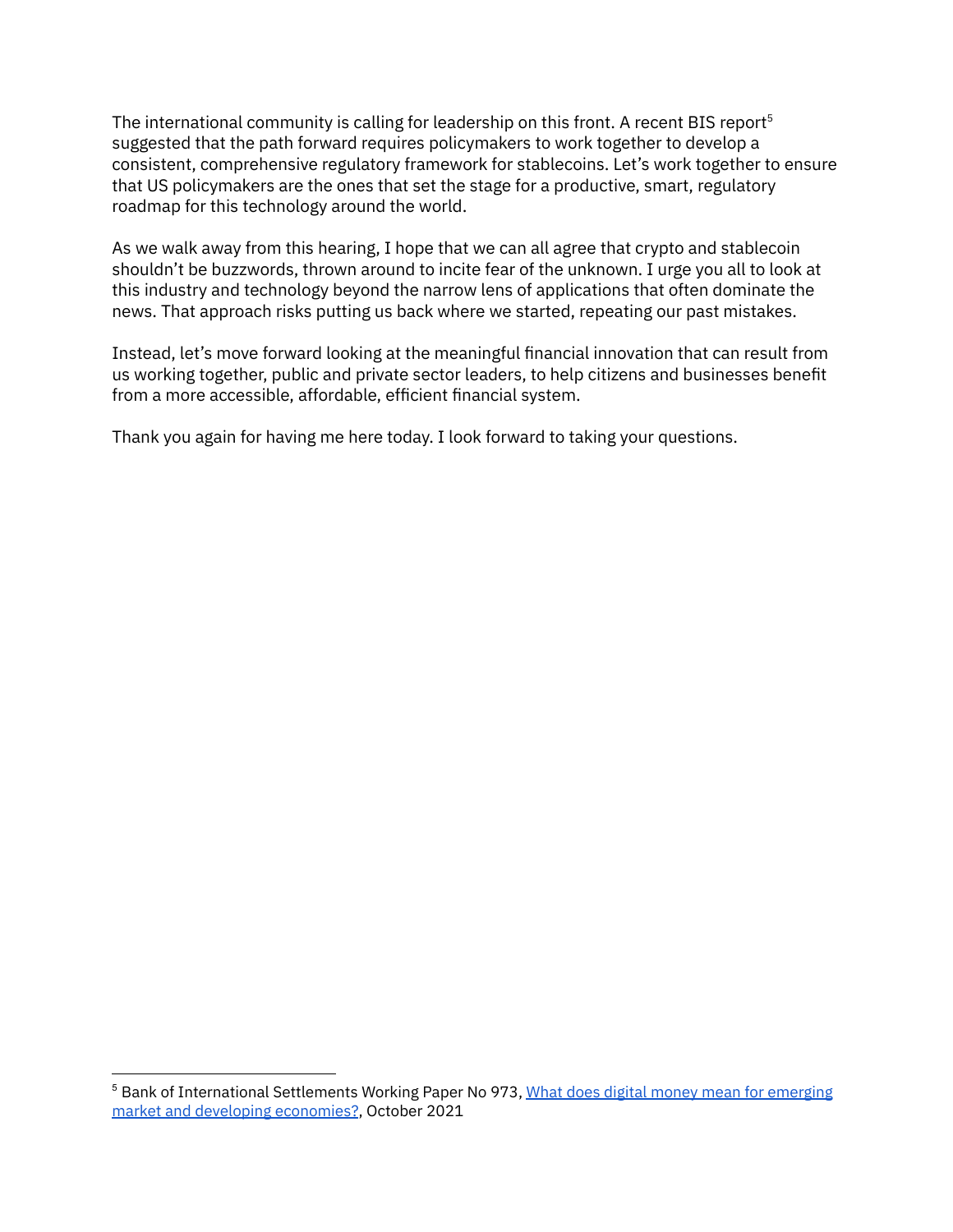The international community is calling for leadership on this front. A recent BIS report[5] suggested that the path forward requires policymakers to work together to develop a consistent, comprehensive regulatory framework for stablecoins. Let's work together to ensure that US policymakers are the ones that set the stage for a productive, smart, regulatory roadmap for this technology around the world.

As we walk away from this hearing, I hope that we can all agree that crypto and stablecoin shouldn't be buzzwords, thrown around to incite fear of the unknown. I urge you all to look at this industry and technology beyond the narrow lens of applications that often dominate the news. That approach risks putting us back where we started, repeating our past mistakes.

Instead, let's move forward looking at the meaningful financial innovation that can result from us working together, public and private sector leaders, to help citizens and businesses benefit from a more accessible, affordable, efficient financial system.

Thank you again for having me here today. I look forward to taking your questions.

---

[5] Bank of International Settlements Working Paper No 973, What does digital money mean for emerging market and developing economies?, October 2021